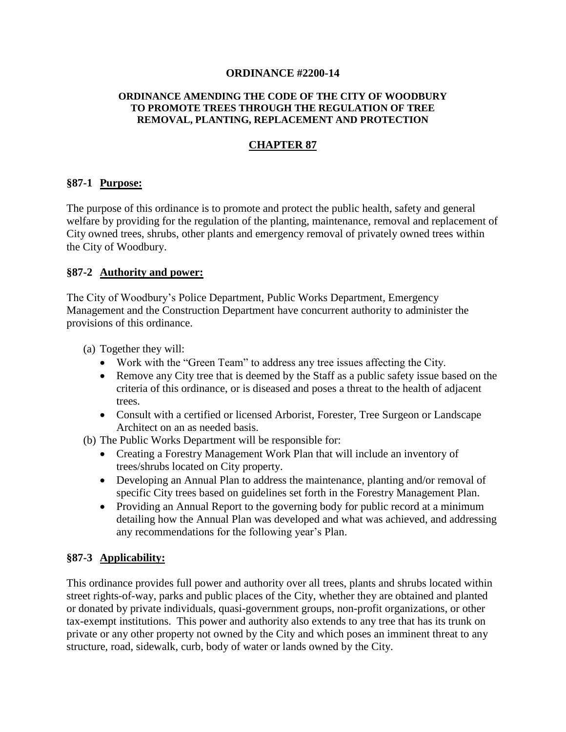**ORDINANCE #2200-14**

**ORDINANCE AMENDING THE CODE OF THE CITY OF WOODBURY TO PROMOTE TREES THROUGH THE REGULATION OF TREE REMOVAL, PLANTING, REPLACEMENT AND PROTECTION**

# CHAPTER 87

## §87-1 Purpose:

The purpose of this ordinance is to promote and protect the public health, safety and general welfare by providing for the regulation of the planting, maintenance, removal and replacement of City owned trees, shrubs, other plants and emergency removal of privately owned trees within the City of Woodbury.

## §87-2 Authority and power:

The City of Woodbury's Police Department, Public Works Department, Emergency Management and the Construction Department have concurrent authority to administer the provisions of this ordinance.

(a) Together they will:

- Work with the "Green Team" to address any tree issues affecting the City.
- Remove any City tree that is deemed by the Staff as a public safety issue based on the criteria of this ordinance, or is diseased and poses a threat to the health of adjacent trees.
- Consult with a certified or licensed Arborist, Forester, Tree Surgeon or Landscape Architect on an as needed basis.

(b) The Public Works Department will be responsible for:

- Creating a Forestry Management Work Plan that will include an inventory of trees/shrubs located on City property.
- Developing an Annual Plan to address the maintenance, planting and/or removal of specific City trees based on guidelines set forth in the Forestry Management Plan.
- Providing an Annual Report to the governing body for public record at a minimum detailing how the Annual Plan was developed and what was achieved, and addressing any recommendations for the following year's Plan.

## §87-3 Applicability:

This ordinance provides full power and authority over all trees, plants and shrubs located within street rights-of-way, parks and public places of the City, whether they are obtained and planted or donated by private individuals, quasi-government groups, non-profit organizations, or other tax-exempt institutions. This power and authority also extends to any tree that has its trunk on private or any other property not owned by the City and which poses an imminent threat to any structure, road, sidewalk, curb, body of water or lands owned by the City.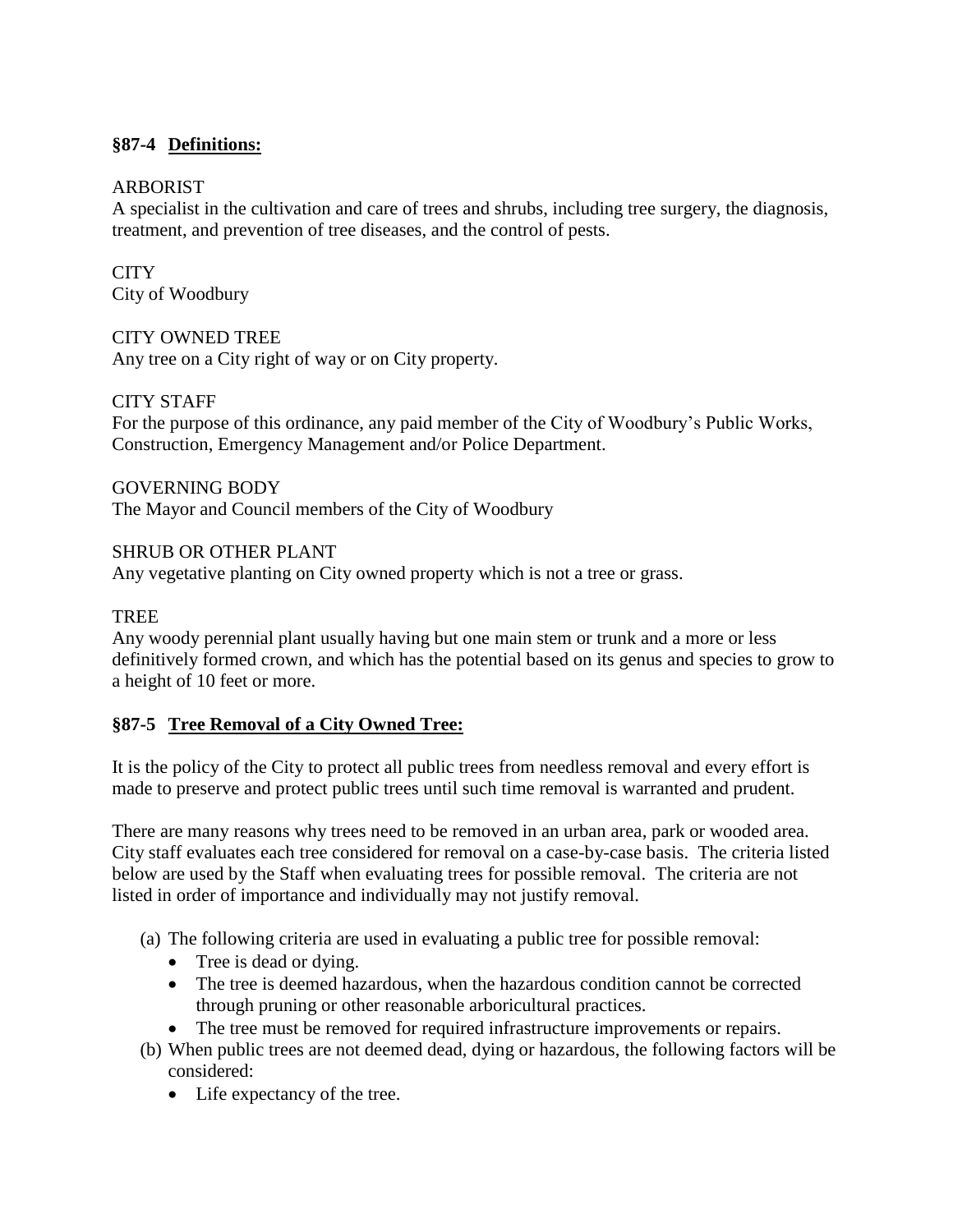## §87-4 Definitions:

ARBORIST
A specialist in the cultivation and care of trees and shrubs, including tree surgery, the diagnosis, treatment, and prevention of tree diseases, and the control of pests.

CITY
City of Woodbury

CITY OWNED TREE
Any tree on a City right of way or on City property.

CITY STAFF
For the purpose of this ordinance, any paid member of the City of Woodbury's Public Works, Construction, Emergency Management and/or Police Department.

GOVERNING BODY
The Mayor and Council members of the City of Woodbury

SHRUB OR OTHER PLANT
Any vegetative planting on City owned property which is not a tree or grass.

TREE
Any woody perennial plant usually having but one main stem or trunk and a more or less definitively formed crown, and which has the potential based on its genus and species to grow to a height of 10 feet or more.

## §87-5 Tree Removal of a City Owned Tree:

It is the policy of the City to protect all public trees from needless removal and every effort is made to preserve and protect public trees until such time removal is warranted and prudent.

There are many reasons why trees need to be removed in an urban area, park or wooded area. City staff evaluates each tree considered for removal on a case-by-case basis. The criteria listed below are used by the Staff when evaluating trees for possible removal. The criteria are not listed in order of importance and individually may not justify removal.

(a) The following criteria are used in evaluating a public tree for possible removal:
   - Tree is dead or dying.
   - The tree is deemed hazardous, when the hazardous condition cannot be corrected through pruning or other reasonable arboricultural practices.
   - The tree must be removed for required infrastructure improvements or repairs.

(b) When public trees are not deemed dead, dying or hazardous, the following factors will be considered:
   - Life expectancy of the tree.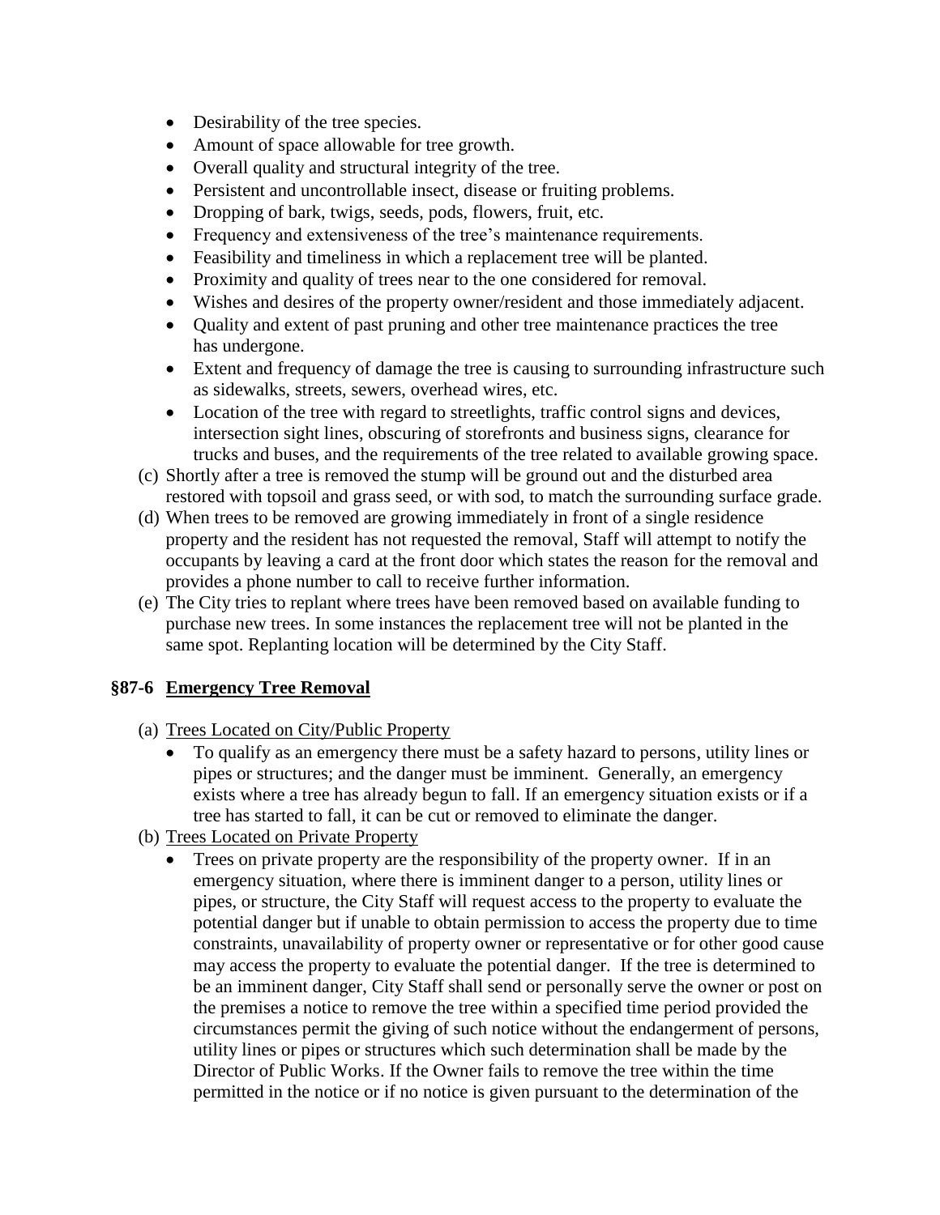- Desirability of the tree species.
- Amount of space allowable for tree growth.
- Overall quality and structural integrity of the tree.
- Persistent and uncontrollable insect, disease or fruiting problems.
- Dropping of bark, twigs, seeds, pods, flowers, fruit, etc.
- Frequency and extensiveness of the tree's maintenance requirements.
- Feasibility and timeliness in which a replacement tree will be planted.
- Proximity and quality of trees near to the one considered for removal.
- Wishes and desires of the property owner/resident and those immediately adjacent.
- Quality and extent of past pruning and other tree maintenance practices the tree has undergone.
- Extent and frequency of damage the tree is causing to surrounding infrastructure such as sidewalks, streets, sewers, overhead wires, etc.
- Location of the tree with regard to streetlights, traffic control signs and devices, intersection sight lines, obscuring of storefronts and business signs, clearance for trucks and buses, and the requirements of the tree related to available growing space.

(c) Shortly after a tree is removed the stump will be ground out and the disturbed area restored with topsoil and grass seed, or with sod, to match the surrounding surface grade.

(d) When trees to be removed are growing immediately in front of a single residence property and the resident has not requested the removal, Staff will attempt to notify the occupants by leaving a card at the front door which states the reason for the removal and provides a phone number to call to receive further information.

(e) The City tries to replant where trees have been removed based on available funding to purchase new trees. In some instances the replacement tree will not be planted in the same spot. Replanting location will be determined by the City Staff.

## §87-6 Emergency Tree Removal

(a) Trees Located on City/Public Property

- To qualify as an emergency there must be a safety hazard to persons, utility lines or pipes or structures; and the danger must be imminent. Generally, an emergency exists where a tree has already begun to fall. If an emergency situation exists or if a tree has started to fall, it can be cut or removed to eliminate the danger.

(b) Trees Located on Private Property

- Trees on private property are the responsibility of the property owner. If in an emergency situation, where there is imminent danger to a person, utility lines or pipes, or structure, the City Staff will request access to the property to evaluate the potential danger but if unable to obtain permission to access the property due to time constraints, unavailability of property owner or representative or for other good cause may access the property to evaluate the potential danger. If the tree is determined to be an imminent danger, City Staff shall send or personally serve the owner or post on the premises a notice to remove the tree within a specified time period provided the circumstances permit the giving of such notice without the endangerment of persons, utility lines or pipes or structures which such determination shall be made by the Director of Public Works. If the Owner fails to remove the tree within the time permitted in the notice or if no notice is given pursuant to the determination of the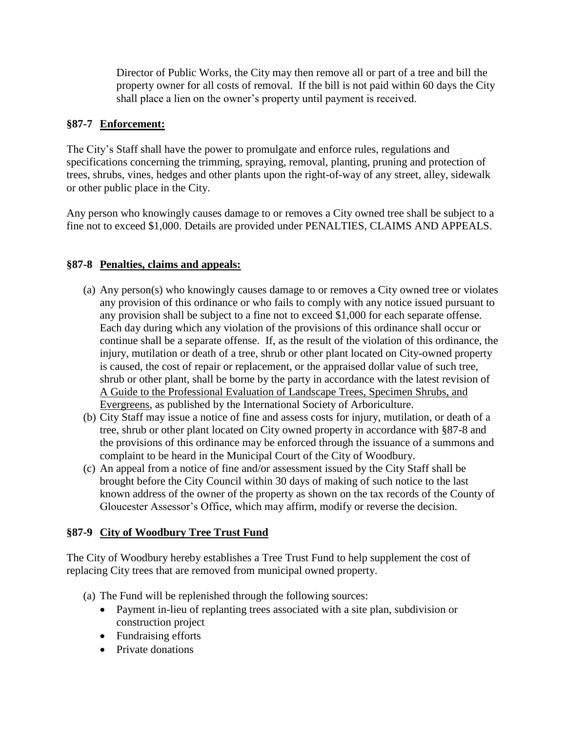Director of Public Works, the City may then remove all or part of a tree and bill the property owner for all costs of removal. If the bill is not paid within 60 days the City shall place a lien on the owner's property until payment is received.

### §87-7 Enforcement:

The City's Staff shall have the power to promulgate and enforce rules, regulations and specifications concerning the trimming, spraying, removal, planting, pruning and protection of trees, shrubs, vines, hedges and other plants upon the right-of-way of any street, alley, sidewalk or other public place in the City.

Any person who knowingly causes damage to or removes a City owned tree shall be subject to a fine not to exceed $1,000. Details are provided under PENALTIES, CLAIMS AND APPEALS.

### §87-8 Penalties, claims and appeals:

(a) Any person(s) who knowingly causes damage to or removes a City owned tree or violates any provision of this ordinance or who fails to comply with any notice issued pursuant to any provision shall be subject to a fine not to exceed $1,000 for each separate offense. Each day during which any violation of the provisions of this ordinance shall occur or continue shall be a separate offense. If, as the result of the violation of this ordinance, the injury, mutilation or death of a tree, shrub or other plant located on City-owned property is caused, the cost of repair or replacement, or the appraised dollar value of such tree, shrub or other plant, shall be borne by the party in accordance with the latest revision of A Guide to the Professional Evaluation of Landscape Trees, Specimen Shrubs, and Evergreens, as published by the International Society of Arboriculture.

(b) City Staff may issue a notice of fine and assess costs for injury, mutilation, or death of a tree, shrub or other plant located on City owned property in accordance with §87-8 and the provisions of this ordinance may be enforced through the issuance of a summons and complaint to be heard in the Municipal Court of the City of Woodbury.

(c) An appeal from a notice of fine and/or assessment issued by the City Staff shall be brought before the City Council within 30 days of making of such notice to the last known address of the owner of the property as shown on the tax records of the County of Gloucester Assessor's Office, which may affirm, modify or reverse the decision.

### §87-9 City of Woodbury Tree Trust Fund

The City of Woodbury hereby establishes a Tree Trust Fund to help supplement the cost of replacing City trees that are removed from municipal owned property.

(a) The Fund will be replenished through the following sources:
- Payment in-lieu of replanting trees associated with a site plan, subdivision or construction project
- Fundraising efforts
- Private donations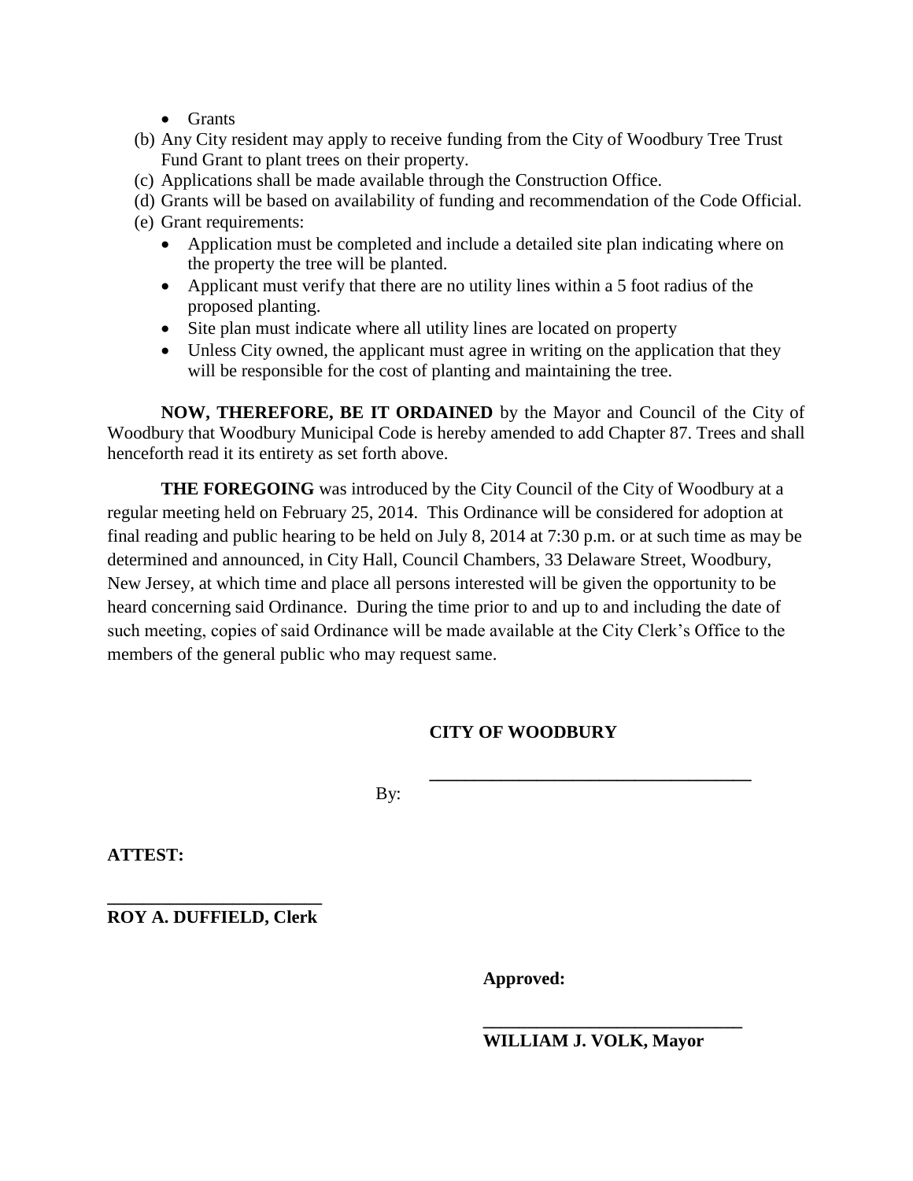- Grants

(b) Any City resident may apply to receive funding from the City of Woodbury Tree Trust Fund Grant to plant trees on their property.

(c) Applications shall be made available through the Construction Office.

(d) Grants will be based on availability of funding and recommendation of the Code Official.

(e) Grant requirements:

- Application must be completed and include a detailed site plan indicating where on the property the tree will be planted.
- Applicant must verify that there are no utility lines within a 5 foot radius of the proposed planting.
- Site plan must indicate where all utility lines are located on property
- Unless City owned, the applicant must agree in writing on the application that they will be responsible for the cost of planting and maintaining the tree.

**NOW, THEREFORE, BE IT ORDAINED** by the Mayor and Council of the City of Woodbury that Woodbury Municipal Code is hereby amended to add Chapter 87. Trees and shall henceforth read it its entirety as set forth above.

**THE FOREGOING** was introduced by the City Council of the City of Woodbury at a regular meeting held on February 25, 2014. This Ordinance will be considered for adoption at final reading and public hearing to be held on July 8, 2014 at 7:30 p.m. or at such time as may be determined and announced, in City Hall, Council Chambers, 33 Delaware Street, Woodbury, New Jersey, at which time and place all persons interested will be given the opportunity to be heard concerning said Ordinance. During the time prior to and up to and including the date of such meeting, copies of said Ordinance will be made available at the City Clerk's Office to the members of the general public who may request same.

**CITY OF WOODBURY**

By: ____________________________________

**ATTEST:**

________________________
**ROY A. DUFFIELD, Clerk**

**Approved:**

_____________________________
**WILLIAM J. VOLK, Mayor**